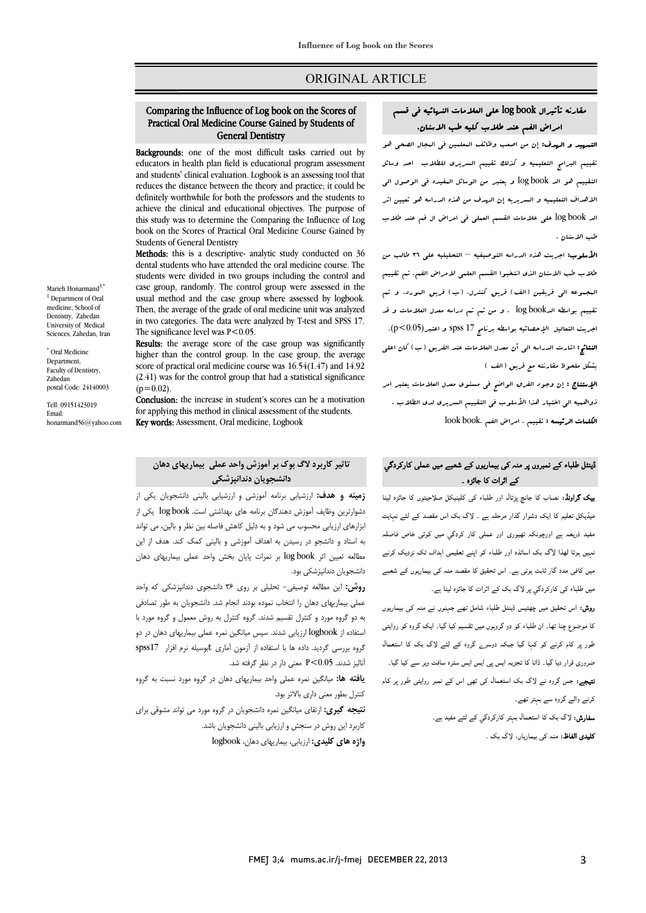ORIGINAL ARTICLE

## Comparing the Influence of Log book on the Scores of Practical Oral Medicine Course Gained by Students of General Dentistry

**Backgrounds:** one of the most difficult tasks carried out by educators in health plan field is educational program assessment and students' clinical evaluation. Logbook is an assessing tool that reduces the distance between the theory and practice; it could be definitely worthwhile for both the professors and the students to achieve the clinical and educational objectives. The purpose of this study was to determine the Comparing the Influence of Log book on the Scores of Practical Oral Medicine Course Gained by Students of General Dentistry

**Methods:** this is a descriptive- analytic study conducted on 36 dental students who have attended the oral medicine course. The students were divided in two groups including the control and case group, randomly. The control group were assessed in the usual method and the case group where assessed by logbook. Then, the average of the grade of oral medicine unit was analyzed in two categories. The data were analyzed by T-test and SPSS 17. The significance level was $P<0.05$.

**Results:** the average score of the case group was significantly higher than the control group. In the case group, the average score of practical oral medicine course was 16.54(1.47) and 14.92 (2.41) was for the control group that had a statistical significance ($p=0.02$).

**Conclusion:** the increase in student's scores can be a motivation for applying this method in clinical assessment of the students.

**Key words:** Assessment, Oral medicine, Logbook

Marieh Honarmand[1,*]
[1] Department of Oral medicine, School of Dentistry, Zahedan University of Medical Sciences, Zahedan, Iran

[*] Oral Medicine Department, Faculty of Dentistry, Zahedan postal Code: 24140003

Tell: 09151423019
Email: honarmand56@yahoo.com

## مقارنه تأثیرال log book علی العلامات النهائیه فی قسم امراض الفم عند طلاب کلیه طب الاسنان.

**التمهید و الهدف:** إن من اصعب وظائف المعلمین فی المجال الصحی هو تقییم البرامج التعلیمیه و کذلک تقییم السریری للطلاب احد وسائل التقییم هو الـ log book و یعتبر من الوسائل المفیده فی الوصول الی الاهداف التعلیمیه و السریریه إن الهدف من هذه الدراسه هو تعیین اثر الـ log book علی علامات القسم العملی فی امراض ال فم عند طلاب طب الاسنان .

**الأسلوب:** اجریت هذه الدراسه التوصیفیه – التحلیلیه علی ٣٦ طالب من طلاب طب الاسنان الذی انتخبوا القسم العلمی لامراض الفم. تم تقییم المجموعه الی فریقین (الف) فریق کنترل، (ب) فریق المورد. و تم تقییم بواسطه الـlog book . و من تم تم دراسه معدل العلامات و قد اجریت التحالیل الإحصائیه بواسطه برنامج spss 17 و اعتبر($p<0.05$).

**النتائج:** اشارت الدراسه الی أن معدل العلامات عند الفریق (ب) کان اعلی بشکل ملحوظ مقارنته مع فریق (الف)

**الإستنتاج :** إن وجود الفرق الواضح فی مستوی معدل العلامات یعتبر امر ذواهمیه الی اختیار هذا الأسلوب فی التقییم السریری لدی الطلاب .

**الکلمات الرئیسه :** تقییم ، امراض الفم .look book

## تاثیر کاربرد لاگ بوک بر آموزش واحد عملی بیماریهای دهان دانشجویان دندانپزشکی

**زمینه و هدف:** ارزشیابی برنامه آموزشی و ارزشیابی بالینی دانشجویان یکی از دشوارترین وظایف آموزش دهندگان برنامه های بهداشتی است. log book یکی از ابزارهای ارزیابی محسوب می شود و به دلیل کاهش فاصله بین نظر و بالین، می تواند به استاد و دانشجو در رسیدن به اهداف آموزشی و بالینی کمک کند. هدف از این مطالعه تعیین اثر log book بر نمرات پایان بخش واحد عملی بیماریهای دهان دانشجویان دندانپزشکی بود.

**روش:** این مطالعه توصیفی- تحلیلی بر روی ۳۶ دانشجوی دندانپزشکی که واحد عملی بیماریهای دهان را انتخاب نموده بودند انجام شد. دانشجویان به طور تصادفی به دو گروه مورد و کنترل تقسیم شدند. گروه کنترل به روش معمول و گروه مورد با استفاده از logbook ارزیابی شدند. سپس میانگین نمره عملی بیماریهای دهان در دو گروه بررسی گردید. داده ها با استفاده از آزمون آماری tبوسیله نرم افزار spss17 آنالیز شدند. $P<0.05$ معنی دار در نظر گرفته شد.

**یافته ها:** میانگین نمره عملی واحد بیماریهای دهان در گروه مورد نسبت به گروه کنترل بطور معنی داری بالاتر بود.

**نتیجه گیری:** ارتقای میانگین نمره دانشجویان در گروه مورد می تواند مشوقی برای کاربرد این روش در سنجش و ارزیابی بالینی دانشجویان باشد.

**واژه های کلیدی:** ارزیابی، بیماریهای دهان، logbook

## ڈینٹل طلباء کے نمبروں پر منہ کی بیماریوں کے شعبے میں عملی کارکردگي کے اثرات کا جائزہ ۔

**بیک گراونڈ:** نصاب کا جائچ پڑتال اور طلباء کی کلینیکل صلاحیتوں کا جائزہ لینا میڈیکل تعلیم کا ایک دشوار گذار مرحلہ ہے ۔ لاگ بک اس مقصد کے لئے نہایت مفید ذریعہ ہے اورچونکہ تھیوری اور عملی کار کردگي میں کوئي خاص فاصلہ نہیں ہوتا لھذا لاگ بک استاذہ اور طلباء کو اپنے تعلیمی اہداف تک نزدیک کرنے میں کافی مدد گار ثابت ہوتی ہے۔ اس تحقیق کا مقصد منہ کی بیماریوں کے شعبے میں طلباء کی کارکردگي پر لاگ بک کے اثرات کا جائزہ لینا ہے۔

**روش:** اس تحقیق میں چھتیس ڈینٹل طلباء شامل تھے جنہوں نے منہ کی بیماریوں کا موضوع چنا تھا۔ ان طلباء کو دو گروہوں میں تقسیم کیا گيا۔ ایک گروہ کو روایتی طور پر کام کرنے کو کہا گيا جبکہ دوسرے گروہ کے لئے لاگ بک کا استعمال ضروری قرار دیا گيا۔ ڈاٹا کا تجزیہ ایس پی ایس ایس سترہ سافٹ ویر سے کیا گيا۔

**نتیجے:** جس گروہ نے لاگ بک استعمال کی تھی اس کے نمبر روایتی طور پر کام کرنے والے گروہ سے بہتر تھے۔

**سفارش:** لاگ بک کا استعمال بہتر کارکردگي کے لئے مفید ہے۔

**کلیدی الفاظ:** منہ کی بیماریاں، لاگ بک ۔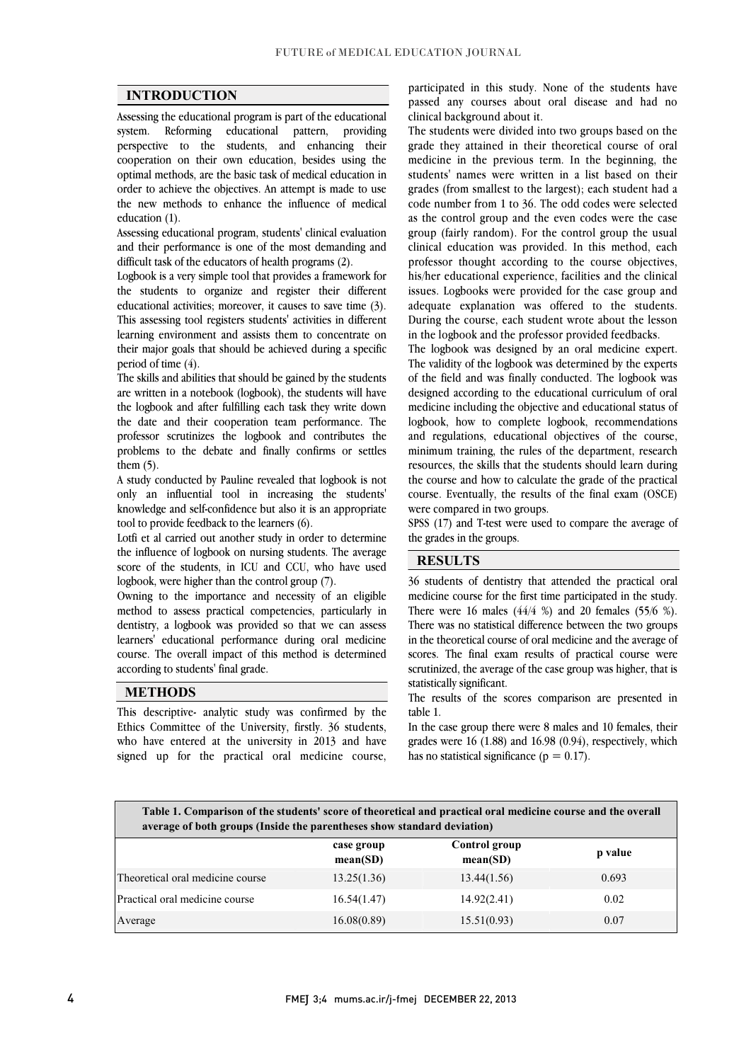## INTRODUCTION

Assessing the educational program is part of the educational system. Reforming educational pattern, providing perspective to the students, and enhancing their cooperation on their own education, besides using the optimal methods, are the basic task of medical education in order to achieve the objectives. An attempt is made to use the new methods to enhance the influence of medical education (1).

Assessing educational program, students' clinical evaluation and their performance is one of the most demanding and difficult task of the educators of health programs (2).

Logbook is a very simple tool that provides a framework for the students to organize and register their different educational activities; moreover, it causes to save time (3). This assessing tool registers students' activities in different learning environment and assists them to concentrate on their major goals that should be achieved during a specific period of time (4).

The skills and abilities that should be gained by the students are written in a notebook (logbook), the students will have the logbook and after fulfilling each task they write down the date and their cooperation team performance. The professor scrutinizes the logbook and contributes the problems to the debate and finally confirms or settles them (5).

A study conducted by Pauline revealed that logbook is not only an influential tool in increasing the students' knowledge and self-confidence but also it is an appropriate tool to provide feedback to the learners (6).

Lotfi et al carried out another study in order to determine the influence of logbook on nursing students. The average score of the students, in ICU and CCU, who have used logbook, were higher than the control group (7).

Owning to the importance and necessity of an eligible method to assess practical competencies, particularly in dentistry, a logbook was provided so that we can assess learners' educational performance during oral medicine course. The overall impact of this method is determined according to students' final grade.

## METHODS

This descriptive- analytic study was confirmed by the Ethics Committee of the University, firstly. 36 students, who have entered at the university in 2013 and have signed up for the practical oral medicine course, participated in this study. None of the students have passed any courses about oral disease and had no clinical background about it.

The students were divided into two groups based on the grade they attained in their theoretical course of oral medicine in the previous term. In the beginning, the students' names were written in a list based on their grades (from smallest to the largest); each student had a code number from 1 to 36. The odd codes were selected as the control group and the even codes were the case group (fairly random). For the control group the usual clinical education was provided. In this method, each professor thought according to the course objectives, his/her educational experience, facilities and the clinical issues. Logbooks were provided for the case group and adequate explanation was offered to the students. During the course, each student wrote about the lesson in the logbook and the professor provided feedbacks.

The logbook was designed by an oral medicine expert. The validity of the logbook was determined by the experts of the field and was finally conducted. The logbook was designed according to the educational curriculum of oral medicine including the objective and educational status of logbook, how to complete logbook, recommendations and regulations, educational objectives of the course, minimum training, the rules of the department, research resources, the skills that the students should learn during the course and how to calculate the grade of the practical course. Eventually, the results of the final exam (OSCE) were compared in two groups.

SPSS (17) and T-test were used to compare the average of the grades in the groups.

## RESULTS

36 students of dentistry that attended the practical oral medicine course for the first time participated in the study. There were 16 males (44/4 %) and 20 females (55/6 %). There was no statistical difference between the two groups in the theoretical course of oral medicine and the average of scores. The final exam results of practical course were scrutinized, the average of the case group was higher, that is statistically significant.

The results of the scores comparison are presented in table 1.

In the case group there were 8 males and 10 females, their grades were 16 (1.88) and 16.98 (0.94), respectively, which has no statistical significance ($p = 0.17$).

**Table 1. Comparison of the students' score of theoretical and practical oral medicine course and the overall average of both groups (Inside the parentheses show standard deviation)**

| | case group mean(SD) | Control group mean(SD) | p value |
|---|---|---|---|
| Theoretical oral medicine course | 13.25(1.36) | 13.44(1.56) | 0.693 |
| Practical oral medicine course | 16.54(1.47) | 14.92(2.41) | 0.02 |
| Average | 16.08(0.89) | 15.51(0.93) | 0.07 |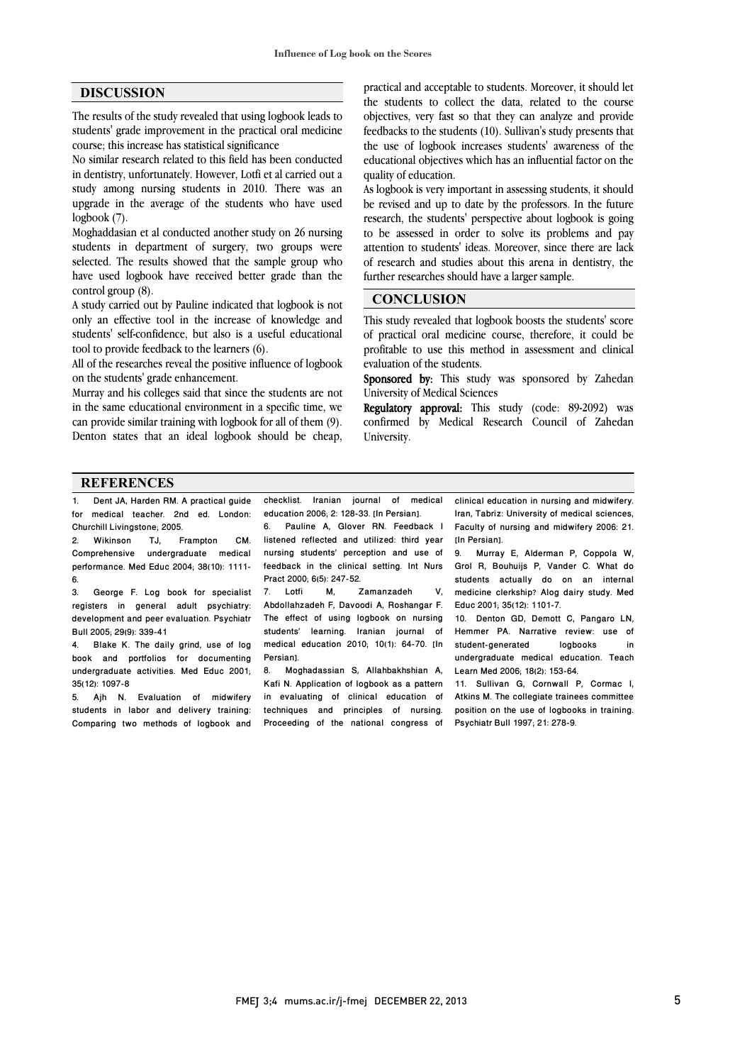## DISCUSSION

The results of the study revealed that using logbook leads to students' grade improvement in the practical oral medicine course; this increase has statistical significance

No similar research related to this field has been conducted in dentistry, unfortunately. However, Lotfi et al carried out a study among nursing students in 2010. There was an upgrade in the average of the students who have used logbook (7).

Moghaddasian et al conducted another study on 26 nursing students in department of surgery, two groups were selected. The results showed that the sample group who have used logbook have received better grade than the control group (8).

A study carried out by Pauline indicated that logbook is not only an effective tool in the increase of knowledge and students' self-confidence, but also is a useful educational tool to provide feedback to the learners (6).

All of the researches reveal the positive influence of logbook on the students' grade enhancement.

Murray and his colleges said that since the students are not in the same educational environment in a specific time, we can provide similar training with logbook for all of them (9). Denton states that an ideal logbook should be cheap, practical and acceptable to students. Moreover, it should let the students to collect the data, related to the course objectives, very fast so that they can analyze and provide feedbacks to the students (10). Sullivan's study presents that the use of logbook increases students' awareness of the educational objectives which has an influential factor on the quality of education.

As logbook is very important in assessing students, it should be revised and up to date by the professors. In the future research, the students' perspective about logbook is going to be assessed in order to solve its problems and pay attention to students' ideas. Moreover, since there are lack of research and studies about this arena in dentistry, the further researches should have a larger sample.

## CONCLUSION

This study revealed that logbook boosts the students' score of practical oral medicine course, therefore, it could be profitable to use this method in assessment and clinical evaluation of the students.

**Sponsored by:** This study was sponsored by Zahedan University of Medical Sciences

**Regulatory approval:** This study (code: 89-2092) was confirmed by Medical Research Council of Zahedan University.

## REFERENCES

1. Dent JA, Harden RM. A practical guide for medical teacher. 2nd ed. London: Churchill Livingstone; 2005.
2. Wikinson TJ, Frampton CM. Comprehensive undergraduate medical performance. Med Educ 2004; 38(10): 1111-6.
3. George F. Log book for specialist registers in general adult psychiatry: development and peer evaluation. Psychiatr Bull 2005; 29(9): 339-41
4. Blake K. The daily grind, use of log book and portfolios for documenting undergraduate activities. Med Educ 2001; 35(12): 1097-8
5. Ajh N. Evaluation of midwifery students in labor and delivery training: Comparing two methods of logbook and checklist. Iranian journal of medical education 2006; 2: 128-33. [In Persian].
6. Pauline A, Glover RN. Feedback I listened reflected and utilized: third year nursing students' perception and use of feedback in the clinical setting. Int Nurs Pract 2000; 6(5): 247-52.
7. Lotfi M, Zamanzadeh V, Abdollahzadeh F, Davoodi A, Roshangar F. The effect of using logbook on nursing students' learning. Iranian journal of medical education 2010; 10(1): 64-70. [In Persian].
8. Moghadassian S, Allahbakhshian A, Kafi N. Application of logbook as a pattern in evaluating of clinical education of techniques and principles of nursing. Proceeding of the national congress of clinical education in nursing and midwifery. Iran, Tabriz: University of medical sciences, Faculty of nursing and midwifery 2006: 21. [In Persian].
9. Murray E, Alderman P, Coppola W, Grol R, Bouhuijs P, Vander C. What do students actually do on an internal medicine clerkship? Alog dairy study. Med Educ 2001; 35(12): 1101-7.
10. Denton GD, Demott C, Pangaro LN, Hemmer PA. Narrative review: use of student-generated logbooks in undergraduate medical education. Teach Learn Med 2006; 18(2): 153-64.
11. Sullivan G, Cornwall P, Cormac I, Atkins M. The collegiate trainees committee position on the use of logbooks in training. Psychiatr Bull 1997; 21: 278-9.